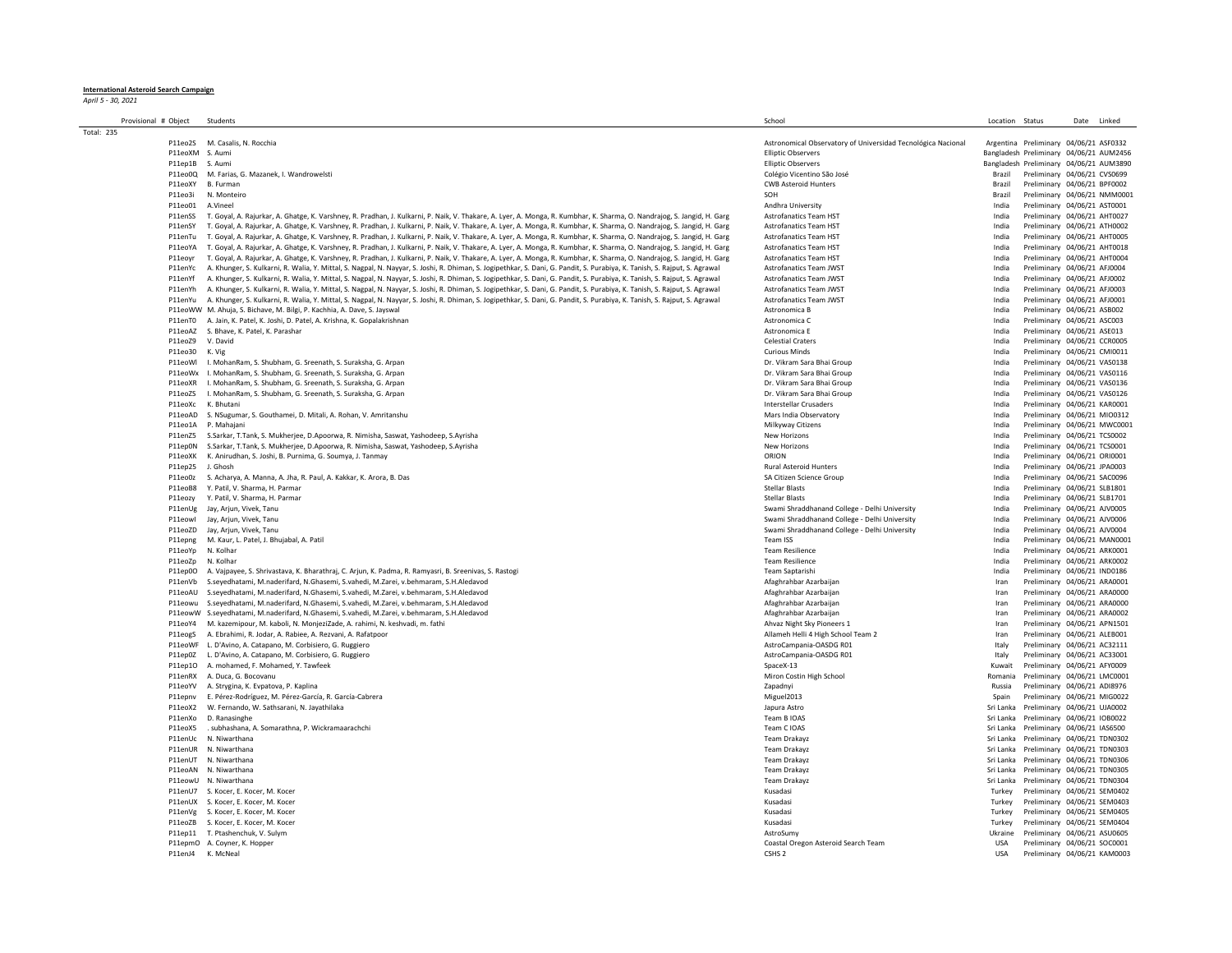**International Asteroid Search Campaign**

*April 5 - 30, 2021*

| Provisional # | Object | Students | School | Location | Status | Date | Linked |
|---|---|---|---|---|---|---|---|
| Total: 235 | | | | | | | |
| | P11eo2S | M. Casalis, N. Rocchia | Astronomical Observatory of Universidad Tecnológica Nacional | Argentina | Preliminary | 04/06/21 | ASF0332 |
| | P11eoXM | S. Aumi | Elliptic Observers | Bangladesh | Preliminary | 04/06/21 | AUM2456 |
| | P11ep1B | S. Aumi | Elliptic Observers | Bangladesh | Preliminary | 04/06/21 | AUM3890 |
| | P11eo0Q | M. Farias, G. Mazanek, I. Wandrowelsti | Colégio Vicentino São José | Brazil | Preliminary | 04/06/21 | CVS0699 |
| | P11eoXY | B. Furman | CWB Asteroid Hunters | Brazil | Preliminary | 04/06/21 | BPF0002 |
| | P11eo3i | N. Monteiro | SOH | Brazil | Preliminary | 04/06/21 | NMM0001 |
| | P11eo01 | A.Vineel | Andhra University | India | Preliminary | 04/06/21 | AST0001 |
| | P11enSS | T. Goyal, A. Rajurkar, A. Ghatge, K. Varshney, R. Pradhan, J. Kulkarni, P. Naik, V. Thakare, A. Lyer, A. Monga, R. Kumbhar, K. Sharma, O. Nandrajog, S. Jangid, H. Garg | Astrofanatics Team HST | India | Preliminary | 04/06/21 | AHT0027 |
| | P11enSY | T. Goyal, A. Rajurkar, A. Ghatge, K. Varshney, R. Pradhan, J. Kulkarni, P. Naik, V. Thakare, A. Lyer, A. Monga, R. Kumbhar, K. Sharma, O. Nandrajog, S. Jangid, H. Garg | Astrofanatics Team HST | India | Preliminary | 04/06/21 | ATH0002 |
| | P11enTu | T. Goyal, A. Rajurkar, A. Ghatge, K. Varshney, R. Pradhan, J. Kulkarni, P. Naik, V. Thakare, A. Lyer, A. Monga, R. Kumbhar, K. Sharma, O. Nandrajog, S. Jangid, H. Garg | Astrofanatics Team HST | India | Preliminary | 04/06/21 | AHT0005 |
| | P11eoYA | T. Goyal, A. Rajurkar, A. Ghatge, K. Varshney, R. Pradhan, J. Kulkarni, P. Naik, V. Thakare, A. Lyer, A. Monga, R. Kumbhar, K. Sharma, O. Nandrajog, S. Jangid, H. Garg | Astrofanatics Team HST | India | Preliminary | 04/06/21 | AHT0018 |
| | P11eoyr | T. Goyal, A. Rajurkar, A. Ghatge, K. Varshney, R. Pradhan, J. Kulkarni, P. Naik, V. Thakare, A. Lyer, A. Monga, R. Kumbhar, K. Sharma, O. Nandrajog, S. Jangid, H. Garg | Astrofanatics Team HST | India | Preliminary | 04/06/21 | AHT0004 |
| | P11enYc | A. Khunger, S. Kulkarni, R. Walia, Y. Mittal, S. Nagpal, N. Nayyar, S. Joshi, R. Dhiman, S. Jogipethkar, S. Dani, G. Pandit, S. Purabiya, K. Tanish, S. Rajput, S. Agrawal | Astrofanatics Team JWST | India | Preliminary | 04/06/21 | AFJ0004 |
| | P11enYf | A. Khunger, S. Kulkarni, R. Walia, Y. Mittal, S. Nagpal, N. Nayyar, S. Joshi, R. Dhiman, S. Jogipethkar, S. Dani, G. Pandit, S. Purabiya, K. Tanish, S. Rajput, S. Agrawal | Astrofanatics Team JWST | India | Preliminary | 04/06/21 | AFJ0002 |
| | P11enYh | A. Khunger, S. Kulkarni, R. Walia, Y. Mittal, S. Nagpal, N. Nayyar, S. Joshi, R. Dhiman, S. Jogipethkar, S. Dani, G. Pandit, S. Purabiya, K. Tanish, S. Rajput, S. Agrawal | Astrofanatics Team JWST | India | Preliminary | 04/06/21 | AFJ0003 |
| | P11enYu | A. Khunger, S. Kulkarni, R. Walia, Y. Mittal, S. Nagpal, N. Nayyar, S. Joshi, R. Dhiman, S. Jogipethkar, S. Dani, G. Pandit, S. Purabiya, K. Tanish, S. Rajput, S. Agrawal | Astrofanatics Team JWST | India | Preliminary | 04/06/21 | AFJ0001 |
| | P11eoWW | M. Ahuja, S. Bichave, M. Bilgi, P. Kachhia, A. Dave, S. Jayswal | Astronomica B | India | Preliminary | 04/06/21 | ASB002 |
| | P11enT0 | A. Jain, K. Patel, K. Joshi, D. Patel, A. Krishna, K. Gopalakrishnan | Astronomica C | India | Preliminary | 04/06/21 | ASC003 |
| | P11eoAZ | S. Bhave, K. Patel, K. Parashar | Astronomica E | India | Preliminary | 04/06/21 | ASE013 |
| | P11eoZ9 | V. David | Celestial Craters | India | Preliminary | 04/06/21 | CCR0005 |
| | P11eo30 | K. Vig | Curious Minds | India | Preliminary | 04/06/21 | CMI0011 |
| | P11eoWl | I. MohanRam, S. Shubham, G. Sreenath, S. Suraksha, G. Arpan | Dr. Vikram Sara Bhai Group | India | Preliminary | 04/06/21 | VAS0138 |
| | P11eoWx | I. MohanRam, S. Shubham, G. Sreenath, S. Suraksha, G. Arpan | Dr. Vikram Sara Bhai Group | India | Preliminary | 04/06/21 | VAS0116 |
| | P11eoXR | I. MohanRam, S. Shubham, G. Sreenath, S. Suraksha, G. Arpan | Dr. Vikram Sara Bhai Group | India | Preliminary | 04/06/21 | VAS0136 |
| | P11eoZS | I. MohanRam, S. Shubham, G. Sreenath, S. Suraksha, G. Arpan | Dr. Vikram Sara Bhai Group | India | Preliminary | 04/06/21 | VAS0126 |
| | P11eoXc | K. Bhutani | Interstellar Crusaders | India | Preliminary | 04/06/21 | KAR0001 |
| | P11eoAD | S. NSugumar, S. Gouthamei, D. Mitali, A. Rohan, V. Amritanshu | Mars India Observatory | India | Preliminary | 04/06/21 | MIO0312 |
| | P11eo1A | P. Mahajani | Milkyway Citizens | India | Preliminary | 04/06/21 | MWC0001 |
| | P11enZ5 | S.Sarkar, T.Tank, S. Mukherjee, D.Apoorwa, R. Nimisha, Saswat, Yashodeep, S.Ayrisha | New Horizons | India | Preliminary | 04/06/21 | TCS0002 |
| | P11ep0N | S.Sarkar, T.Tank, S. Mukherjee, D.Apoorwa, R. Nimisha, Saswat, Yashodeep, S.Ayrisha | New Horizons | India | Preliminary | 04/06/21 | TCS0001 |
| | P11eoXK | K. Anirudhan, S. Joshi, B. Purnima, G. Soumya, J. Tanmay | ORION | India | Preliminary | 04/06/21 | ORI0001 |
| | P11ep25 | J. Ghosh | Rural Asteroid Hunters | India | Preliminary | 04/06/21 | JPA0003 |
| | P11eo0z | S. Acharya, A. Manna, A. Jha, R. Paul, A. Kakkar, K. Arora, B. Das | SA Citizen Science Group | India | Preliminary | 04/06/21 | SAC0096 |
| | P11eoB8 | Y. Patil, V. Sharma, H. Parmar | Stellar Blasts | India | Preliminary | 04/06/21 | SLB1801 |
| | P11eozy | Y. Patil, V. Sharma, H. Parmar | Stellar Blasts | India | Preliminary | 04/06/21 | SLB1701 |
| | P11enUg | Jay, Arjun, Vivek, Tanu | Swami Shraddhanand College - Delhi University | India | Preliminary | 04/06/21 | AJV0005 |
| | P11eowl | Jay, Arjun, Vivek, Tanu | Swami Shraddhanand College - Delhi University | India | Preliminary | 04/06/21 | AJV0006 |
| | P11eoZD | Jay, Arjun, Vivek, Tanu | Swami Shraddhanand College - Delhi University | India | Preliminary | 04/06/21 | AJV0004 |
| | P11epng | M. Kaur, L. Patel, J. Bhujabal, A. Patil | Team ISS | India | Preliminary | 04/06/21 | MAN0001 |
| | P11eoYp | N. Kolhar | Team Resilience | India | Preliminary | 04/06/21 | ARK0001 |
| | P11eoZp | N. Kolhar | Team Resilience | India | Preliminary | 04/06/21 | ARK0002 |
| | P11ep0O | A. Vajpayee, S. Shrivastava, K. Bharathraj, C. Arjun, K. Padma, R. Ramyasri, B. Sreenivas, S. Rastogi | Team Saptarishi | India | Preliminary | 04/06/21 | IND0186 |
| | P11enVb | S.seyedhatami, M.naderifard, N.Ghasemi, S.vahedi, M.Zarei, v.behmaram, S.H.Aledavod | Afaghrahbar Azarbaijan | Iran | Preliminary | 04/06/21 | ARA0001 |
| | P11eoAU | S.seyedhatami, M.naderifard, N.Ghasemi, S.vahedi, M.Zarei, v.behmaram, S.H.Aledavod | Afaghrahbar Azarbaijan | Iran | Preliminary | 04/06/21 | ARA0000 |
| | P11eowu | S.seyedhatami, M.naderifard, N.Ghasemi, S.vahedi, M.Zarei, v.behmaram, S.H.Aledavod | Afaghrahbar Azarbaijan | Iran | Preliminary | 04/06/21 | ARA0000 |
| | P11eowW | S.seyedhatami, M.naderifard, N.Ghasemi, S.vahedi, M.Zarei, v.behmaram, S.H.Aledavod | Afaghrahbar Azarbaijan | Iran | Preliminary | 04/06/21 | ARA0002 |
| | P11eoY4 | M. kazemipour, M. kaboli, N. MonjeziZade, A. rahimi, N. keshvadi, m. fathi | Ahvaz Night Sky Pioneers 1 | Iran | Preliminary | 04/06/21 | APN1501 |
| | P11eogS | A. Ebrahimi, R. Jodar, A. Rabiee, A. Rezvani, A. Rafatpoor | Allameh Helli 4 High School Team 2 | Iran | Preliminary | 04/06/21 | ALEB001 |
| | P11eoWF | L. D'Avino, A. Catapano, M. Corbisiero, G. Ruggiero | AstroCampania-OASDG R01 | Italy | Preliminary | 04/06/21 | AC32111 |
| | P11ep0Z | L. D'Avino, A. Catapano, M. Corbisiero, G. Ruggiero | AstroCampania-OASDG R01 | Italy | Preliminary | 04/06/21 | AC33001 |
| | P11ep1O | A. mohamed, F. Mohamed, Y. Tawfeek | SpaceX-13 | Kuwait | Preliminary | 04/06/21 | AFY0009 |
| | P11enRX | A. Duca, G. Bocovanu | Miron Costin High School | Romania | Preliminary | 04/06/21 | LMC0001 |
| | P11eoYV | A. Strygina, K. Evpatova, P. Kaplina | Zapadnyi | Russia | Preliminary | 04/06/21 | ADI8976 |
| | P11epnv | E. Pérez-Rodríguez, M. Pérez-García, R. García-Cabrera | Miguel2013 | Spain | Preliminary | 04/06/21 | MIG0022 |
| | P11eoX2 | W. Fernando, W. Sathsarani, N. Jayathilaka | Japura Astro | Sri Lanka | Preliminary | 04/06/21 | UJA0002 |
| | P11enXo | D. Ranasinghe | Team B IOAS | Sri Lanka | Preliminary | 04/06/21 | IOB0022 |
| | P11eoX5 | . subhashana, A. Somarathna, P. Wickramaarachchi | Team C IOAS | Sri Lanka | Preliminary | 04/06/21 | IAS6500 |
| | P11enUc | N. Niwarthana | Team Drakayz | Sri Lanka | Preliminary | 04/06/21 | TDN0302 |
| | P11enUR | N. Niwarthana | Team Drakayz | Sri Lanka | Preliminary | 04/06/21 | TDN0303 |
| | P11enUT | N. Niwarthana | Team Drakayz | Sri Lanka | Preliminary | 04/06/21 | TDN0306 |
| | P11eoAN | N. Niwarthana | Team Drakayz | Sri Lanka | Preliminary | 04/06/21 | TDN0305 |
| | P11eowU | N. Niwarthana | Team Drakayz | Sri Lanka | Preliminary | 04/06/21 | TDN0304 |
| | P11enU7 | S. Kocer, E. Kocer, M. Kocer | Kusadasi | Turkey | Preliminary | 04/06/21 | SEM0402 |
| | P11enUX | S. Kocer, E. Kocer, M. Kocer | Kusadasi | Turkey | Preliminary | 04/06/21 | SEM0403 |
| | P11enVg | S. Kocer, E. Kocer, M. Kocer | Kusadasi | Turkey | Preliminary | 04/06/21 | SEM0405 |
| | P11eoZB | S. Kocer, E. Kocer, M. Kocer | Kusadasi | Turkey | Preliminary | 04/06/21 | SEM0404 |
| | P11ep11 | T. Ptashenchuk, V. Sulym | AstroSumy | Ukraine | Preliminary | 04/06/21 | ASU0605 |
| | P11epmO | A. Coyner, K. Hopper | Coastal Oregon Asteroid Search Team | USA | Preliminary | 04/06/21 | SOC0001 |
| | P11enJ4 | K. McNeal | CSHS 2 | USA | Preliminary | 04/06/21 | KAM0003 |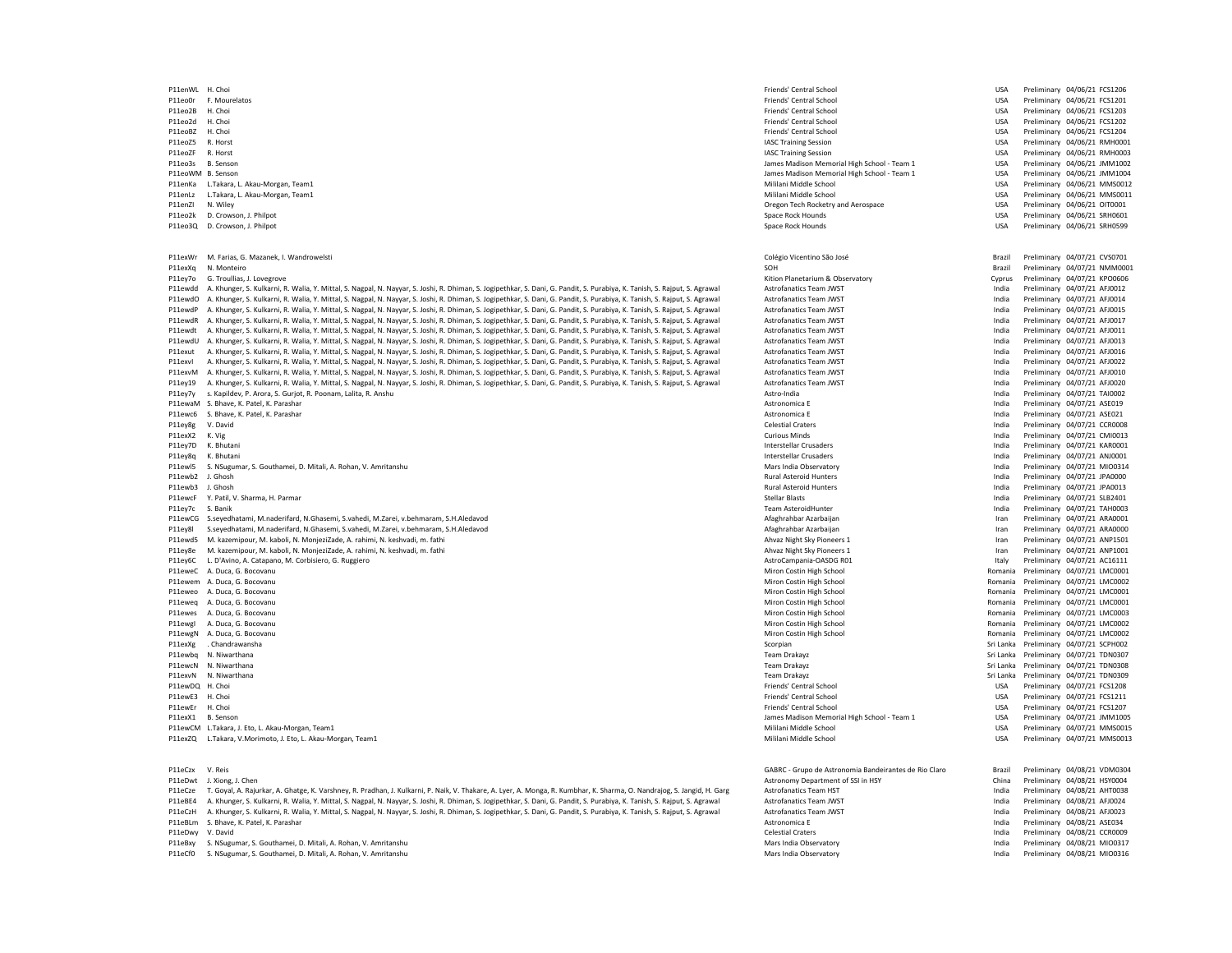| | | | | | | |
|---|---|---|---|---|---|---|
| P11enWL | H. Choi | Friends' Central School | USA | Preliminary | 04/06/21 | FCS1206 |
| P11eo0r | F. Mourelatos | Friends' Central School | USA | Preliminary | 04/06/21 | FCS1201 |
| P11eo2B | H. Choi | Friends' Central School | USA | Preliminary | 04/06/21 | FCS1203 |
| P11eo2d | H. Choi | Friends' Central School | USA | Preliminary | 04/06/21 | FCS1202 |
| P11eoBZ | H. Choi | Friends' Central School | USA | Preliminary | 04/06/21 | FCS1204 |
| P11eoZ5 | R. Horst | IASC Training Session | USA | Preliminary | 04/06/21 | RMH0001 |
| P11eoZF | R. Horst | IASC Training Session | USA | Preliminary | 04/06/21 | RMH0003 |
| P11eo3s | B. Senson | James Madison Memorial High School - Team 1 | USA | Preliminary | 04/06/21 | JMM1002 |
| P11eoWM | B. Senson | James Madison Memorial High School - Team 1 | USA | Preliminary | 04/06/21 | JMM1004 |
| P11enKa | L.Takara, L. Akau-Morgan, Team1 | Mililani Middle School | USA | Preliminary | 04/06/21 | MMS0012 |
| P11enLz | L.Takara, L. Akau-Morgan, Team1 | Mililani Middle School | USA | Preliminary | 04/06/21 | MMS0011 |
| P11enZI | N. Wiley | Oregon Tech Rocketry and Aerospace | USA | Preliminary | 04/06/21 | OIT0001 |
| P11eo2k | D. Crowson, J. Philpot | Space Rock Hounds | USA | Preliminary | 04/06/21 | SRH0601 |
| P11eo3Q | D. Crowson, J. Philpot | Space Rock Hounds | USA | Preliminary | 04/06/21 | SRH0599 |
| | | | | | | |
| P11exWr | M. Farias, G. Mazanek, I. Wandrowelsti | Colégio Vicentino São José | Brazil | Preliminary | 04/07/21 | CVS0701 |
| P11exXq | N. Monteiro | SOH | Brazil | Preliminary | 04/07/21 | NMM0001 |
| P11ey7o | G. Troullias, J. Lovegrove | Kition Planetarium & Observatory | Cyprus | Preliminary | 04/07/21 | KPO0606 |
| P11ewdd | A. Khunger, S. Kulkarni, R. Walia, Y. Mittal, S. Nagpal, N. Nayyar, S. Joshi, R. Dhiman, S. Jogipethkar, S. Dani, G. Pandit, S. Purabiya, K. Tanish, S. Rajput, S. Agrawal | Astrofanatics Team JWST | India | Preliminary | 04/07/21 | AFJ0012 |
| P11ewdO | A. Khunger, S. Kulkarni, R. Walia, Y. Mittal, S. Nagpal, N. Nayyar, S. Joshi, R. Dhiman, S. Jogipethkar, S. Dani, G. Pandit, S. Purabiya, K. Tanish, S. Rajput, S. Agrawal | Astrofanatics Team JWST | India | Preliminary | 04/07/21 | AFJ0014 |
| P11ewdP | A. Khunger, S. Kulkarni, R. Walia, Y. Mittal, S. Nagpal, N. Nayyar, S. Joshi, R. Dhiman, S. Jogipethkar, S. Dani, G. Pandit, S. Purabiya, K. Tanish, S. Rajput, S. Agrawal | Astrofanatics Team JWST | India | Preliminary | 04/07/21 | AFJ0015 |
| P11ewdR | A. Khunger, S. Kulkarni, R. Walia, Y. Mittal, S. Nagpal, N. Nayyar, S. Joshi, R. Dhiman, S. Jogipethkar, S. Dani, G. Pandit, S. Purabiya, K. Tanish, S. Rajput, S. Agrawal | Astrofanatics Team JWST | India | Preliminary | 04/07/21 | AFJ0017 |
| P11ewdt | A. Khunger, S. Kulkarni, R. Walia, Y. Mittal, S. Nagpal, N. Nayyar, S. Joshi, R. Dhiman, S. Jogipethkar, S. Dani, G. Pandit, S. Purabiya, K. Tanish, S. Rajput, S. Agrawal | Astrofanatics Team JWST | India | Preliminary | 04/07/21 | AFJ0011 |
| P11ewdU | A. Khunger, S. Kulkarni, R. Walia, Y. Mittal, S. Nagpal, N. Nayyar, S. Joshi, R. Dhiman, S. Jogipethkar, S. Dani, G. Pandit, S. Purabiya, K. Tanish, S. Rajput, S. Agrawal | Astrofanatics Team JWST | India | Preliminary | 04/07/21 | AFJ0013 |
| P11exut | A. Khunger, S. Kulkarni, R. Walia, Y. Mittal, S. Nagpal, N. Nayyar, S. Joshi, R. Dhiman, S. Jogipethkar, S. Dani, G. Pandit, S. Purabiya, K. Tanish, S. Rajput, S. Agrawal | Astrofanatics Team JWST | India | Preliminary | 04/07/21 | AFJ0016 |
| P11exvI | A. Khunger, S. Kulkarni, R. Walia, Y. Mittal, S. Nagpal, N. Nayyar, S. Joshi, R. Dhiman, S. Jogipethkar, S. Dani, G. Pandit, S. Purabiya, K. Tanish, S. Rajput, S. Agrawal | Astrofanatics Team JWST | India | Preliminary | 04/07/21 | AFJ0022 |
| P11exvM | A. Khunger, S. Kulkarni, R. Walia, Y. Mittal, S. Nagpal, N. Nayyar, S. Joshi, R. Dhiman, S. Jogipethkar, S. Dani, G. Pandit, S. Purabiya, K. Tanish, S. Rajput, S. Agrawal | Astrofanatics Team JWST | India | Preliminary | 04/07/21 | AFJ0010 |
| P11ey19 | A. Khunger, S. Kulkarni, R. Walia, Y. Mittal, S. Nagpal, N. Nayyar, S. Joshi, R. Dhiman, S. Jogipethkar, S. Dani, G. Pandit, S. Purabiya, K. Tanish, S. Rajput, S. Agrawal | Astrofanatics Team JWST | India | Preliminary | 04/07/21 | AFJ0020 |
| P11ey7y | s. Kapildev, P. Arora, S. Gurjot, R. Poonam, Lalita, R. Anshu | Astro-India | India | Preliminary | 04/07/21 | TAI0002 |
| P11ewaM | S. Bhave, K. Patel, K. Parashar | Astronomica E | India | Preliminary | 04/07/21 | ASE019 |
| P11ewc6 | S. Bhave, K. Patel, K. Parashar | Astronomica E | India | Preliminary | 04/07/21 | ASE021 |
| P11ey8g | V. David | Celestial Craters | India | Preliminary | 04/07/21 | CCR0008 |
| P11exX2 | K. Vig | Curious Minds | India | Preliminary | 04/07/21 | CMI0013 |
| P11ey7D | K. Bhutani | Interstellar Crusaders | India | Preliminary | 04/07/21 | KAR0001 |
| P11ey8q | K. Bhutani | Interstellar Crusaders | India | Preliminary | 04/07/21 | ANJ0001 |
| P11ewl5 | S. NSugumar, S. Gouthamei, D. Mitali, A. Rohan, V. Amritanshu | Mars India Observatory | India | Preliminary | 04/07/21 | MIO0314 |
| P11ewb2 | J. Ghosh | Rural Asteroid Hunters | India | Preliminary | 04/07/21 | JPA0000 |
| P11ewb3 | J. Ghosh | Rural Asteroid Hunters | India | Preliminary | 04/07/21 | JPA0013 |
| P11ewcF | Y. Patil, V. Sharma, H. Parmar | Stellar Blasts | India | Preliminary | 04/07/21 | SLB2401 |
| P11ey7c | S. Banik | Team AsteroidHunter | India | Preliminary | 04/07/21 | TAH0003 |
| P11ewCG | S.seyedhatami, M.naderifard, N.Ghasemi, S.vahedi, M.Zarei, v.behmaram, S.H.Aledavod | Afaghrahbar Azarbaijan | Iran | Preliminary | 04/07/21 | ARA0001 |
| P11ey8l | S.seyedhatami, M.naderifard, N.Ghasemi, S.vahedi, M.Zarei, v.behmaram, S.H.Aledavod | Afaghrahbar Azarbaijan | Iran | Preliminary | 04/07/21 | ARA0000 |
| P11ewd5 | M. kazemipour, M. kaboli, N. MonjeziZade, A. rahimi, N. keshvadi, m. fathi | Ahvaz Night Sky Pioneers 1 | Iran | Preliminary | 04/07/21 | ANP1501 |
| P11ey8e | M. kazemipour, M. kaboli, N. MonjeziZade, A. rahimi, N. keshvadi, m. fathi | Ahvaz Night Sky Pioneers 1 | Iran | Preliminary | 04/07/21 | ANP1001 |
| P11ey6C | L. D'Avino, A. Catapano, M. Corbisiero, G. Ruggiero | AstroCampania-OASDG R01 | Italy | Preliminary | 04/07/21 | AC16111 |
| P11eweC | A. Duca, G. Bocovanu | Miron Costin High School | Romania | Preliminary | 04/07/21 | LMC0001 |
| P11ewem | A. Duca, G. Bocovanu | Miron Costin High School | Romania | Preliminary | 04/07/21 | LMC0002 |
| P11eweo | A. Duca, G. Bocovanu | Miron Costin High School | Romania | Preliminary | 04/07/21 | LMC0001 |
| P11eweq | A. Duca, G. Bocovanu | Miron Costin High School | Romania | Preliminary | 04/07/21 | LMC0001 |
| P11ewes | A. Duca, G. Bocovanu | Miron Costin High School | Romania | Preliminary | 04/07/21 | LMC0003 |
| P11ewgI | A. Duca, G. Bocovanu | Miron Costin High School | Romania | Preliminary | 04/07/21 | LMC0002 |
| P11ewgN | A. Duca, G. Bocovanu | Miron Costin High School | Romania | Preliminary | 04/07/21 | LMC0002 |
| P11exXg | . Chandrawansha | Scorpian | Sri Lanka | Preliminary | 04/07/21 | SCPH002 |
| P11ewbq | N. Niwarthana | Team Drakayz | Sri Lanka | Preliminary | 04/07/21 | TDN0307 |
| P11ewcN | N. Niwarthana | Team Drakayz | Sri Lanka | Preliminary | 04/07/21 | TDN0308 |
| P11exvN | N. Niwarthana | Team Drakayz | Sri Lanka | Preliminary | 04/07/21 | TDN0309 |
| P11ewDQ | H. Choi | Friends' Central School | USA | Preliminary | 04/07/21 | FCS1208 |
| P11ewE3 | H. Choi | Friends' Central School | USA | Preliminary | 04/07/21 | FCS1211 |
| P11ewEr | H. Choi | Friends' Central School | USA | Preliminary | 04/07/21 | FCS1207 |
| P11exX1 | B. Senson | James Madison Memorial High School - Team 1 | USA | Preliminary | 04/07/21 | JMM1005 |
| P11ewCM | L.Takara, J. Eto, L. Akau-Morgan, Team1 | Mililani Middle School | USA | Preliminary | 04/07/21 | MMS0015 |
| P11exZQ | L.Takara, V.Morimoto, J. Eto, L. Akau-Morgan, Team1 | Mililani Middle School | USA | Preliminary | 04/07/21 | MMS0013 |
| | | | | | | |
| P11eCzx | V. Reis | GABRC - Grupo de Astronomia Bandeirantes de Rio Claro | Brazil | Preliminary | 04/08/21 | VDM0304 |
| P11eDwt | J. Xiong, J. Chen | Astronomy Department of SSI in HSY | China | Preliminary | 04/08/21 | HSY0004 |
| P11eCze | T. Goyal, A. Rajurkar, A. Ghatge, K. Varshney, R. Pradhan, J. Kulkarni, P. Naik, V. Thakare, A. Lyer, A. Monga, R. Kumbhar, K. Sharma, O. Nandrajog, S. Jangid, H. Garg | Astrofanatics Team HST | India | Preliminary | 04/08/21 | AHT0038 |
| P11eBE4 | A. Khunger, S. Kulkarni, R. Walia, Y. Mittal, S. Nagpal, N. Nayyar, S. Joshi, R. Dhiman, S. Jogipethkar, S. Dani, G. Pandit, S. Purabiya, K. Tanish, S. Rajput, S. Agrawal | Astrofanatics Team JWST | India | Preliminary | 04/08/21 | AFJ0024 |
| P11eCzH | A. Khunger, S. Kulkarni, R. Walia, Y. Mittal, S. Nagpal, N. Nayyar, S. Joshi, R. Dhiman, S. Jogipethkar, S. Dani, G. Pandit, S. Purabiya, K. Tanish, S. Rajput, S. Agrawal | Astrofanatics Team JWST | India | Preliminary | 04/08/21 | AFJ0023 |
| P11eBLm | S. Bhave, K. Patel, K. Parashar | Astronomica E | India | Preliminary | 04/08/21 | ASE034 |
| P11eDwy | V. David | Celestial Craters | India | Preliminary | 04/08/21 | CCR0009 |
| P11eBxy | S. NSugumar, S. Gouthamei, D. Mitali, A. Rohan, V. Amritanshu | Mars India Observatory | India | Preliminary | 04/08/21 | MIO0317 |
| P11eCf0 | S. NSugumar, S. Gouthamei, D. Mitali, A. Rohan, V. Amritanshu | Mars India Observatory | India | Preliminary | 04/08/21 | MIO0316 |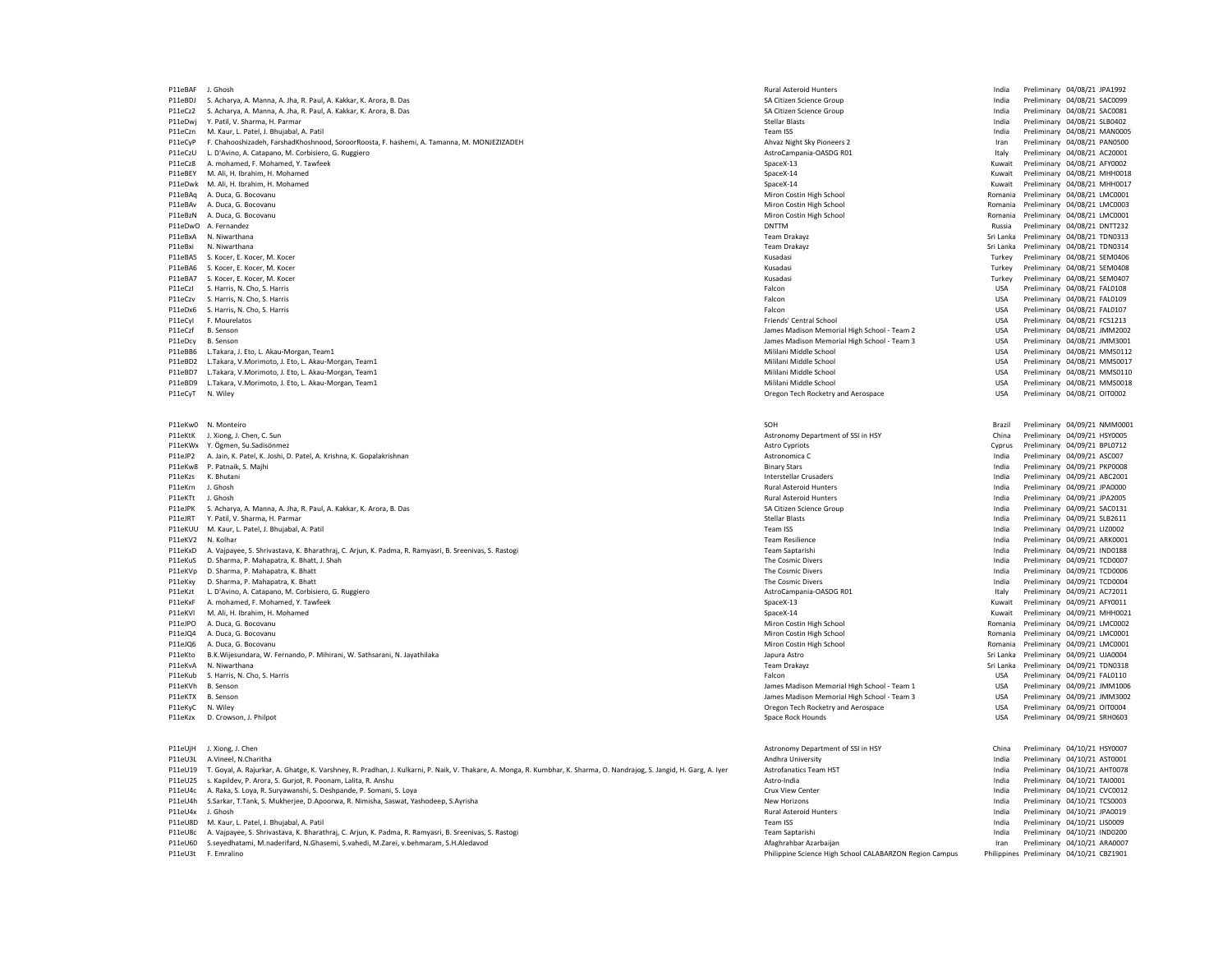| | | | | | | |
|---|---|---|---|---|---|---|
| P11eBAF | J. Ghosh | Rural Asteroid Hunters | India | Preliminary | 04/08/21 | JPA1992 |
| P11eBDJ | S. Acharya, A. Manna, A. Jha, R. Paul, A. Kakkar, K. Arora, B. Das | SA Citizen Science Group | India | Preliminary | 04/08/21 | SAC0099 |
| P11eCz2 | S. Acharya, A. Manna, A. Jha, R. Paul, A. Kakkar, K. Arora, B. Das | SA Citizen Science Group | India | Preliminary | 04/08/21 | SAC0081 |
| P11eDwj | Y. Patil, V. Sharma, H. Parmar | Stellar Blasts | India | Preliminary | 04/08/21 | SLB0402 |
| P11eCzn | M. Kaur, L. Patel, J. Bhujabal, A. Patil | Team ISS | India | Preliminary | 04/08/21 | MAN0005 |
| P11eCyP | F. Chahooshizadeh, FarshadKhoshnood, SoroorRoosta, F. hashemi, A. Tamanna, M. MONJEZIZADEH | Ahvaz Night Sky Pioneers 2 | Iran | Preliminary | 04/08/21 | PAN0500 |
| P11eCzU | L. D'Avino, A. Catapano, M. Corbisiero, G. Ruggiero | AstroCampania-OASDG R01 | Italy | Preliminary | 04/08/21 | AC20001 |
| P11eCz8 | A. mohamed, F. Mohamed, Y. Tawfeek | SpaceX-13 | Kuwait | Preliminary | 04/08/21 | AFY0002 |
| P11eBEY | M. Ali, H. Ibrahim, H. Mohamed | SpaceX-14 | Kuwait | Preliminary | 04/08/21 | MHH0018 |
| P11eDwk | M. Ali, H. Ibrahim, H. Mohamed | SpaceX-14 | Kuwait | Preliminary | 04/08/21 | MHH0017 |
| P11eBAq | A. Duca, G. Bocovanu | Miron Costin High School | Romania | Preliminary | 04/08/21 | LMC0001 |
| P11eBAv | A. Duca, G. Bocovanu | Miron Costin High School | Romania | Preliminary | 04/08/21 | LMC0003 |
| P11eBzN | A. Duca, G. Bocovanu | Miron Costin High School | Romania | Preliminary | 04/08/21 | LMC0001 |
| P11eDwO | A. Fernandez | DNTTM | Russia | Preliminary | 04/08/21 | DNTT232 |
| P11eBxA | N. Niwarthana | Team Drakayz | Sri Lanka | Preliminary | 04/08/21 | TDN0313 |
| P11eBxi | N. Niwarthana | Team Drakayz | Sri Lanka | Preliminary | 04/08/21 | TDN0314 |
| P11eBA5 | S. Kocer, E. Kocer, M. Kocer | Kusadasi | Turkey | Preliminary | 04/08/21 | SEM0406 |
| P11eBA6 | S. Kocer, E. Kocer, M. Kocer | Kusadasi | Turkey | Preliminary | 04/08/21 | SEM0408 |
| P11eBA7 | S. Kocer, E. Kocer, M. Kocer | Kusadasi | Turkey | Preliminary | 04/08/21 | SEM0407 |
| P11eCzl | S. Harris, N. Cho, S. Harris | Falcon | USA | Preliminary | 04/08/21 | FAL0108 |
| P11eCzv | S. Harris, N. Cho, S. Harris | Falcon | USA | Preliminary | 04/08/21 | FAL0109 |
| P11eDx6 | S. Harris, N. Cho, S. Harris | Falcon | USA | Preliminary | 04/08/21 | FAL0107 |
| P11eCyl | F. Mourelatos | Friends' Central School | USA | Preliminary | 04/08/21 | FCS1213 |
| P11eCzf | B. Senson | James Madison Memorial High School - Team 2 | USA | Preliminary | 04/08/21 | JMM2002 |
| P11eDcy | B. Senson | James Madison Memorial High School - Team 3 | USA | Preliminary | 04/08/21 | JMM3001 |
| P11eBB6 | L.Takara, J. Eto, L. Akau-Morgan, Team1 | Mililani Middle School | USA | Preliminary | 04/08/21 | MMS0112 |
| P11eBD2 | L.Takara, V.Morimoto, J. Eto, L. Akau-Morgan, Team1 | Mililani Middle School | USA | Preliminary | 04/08/21 | MMS0017 |
| P11eBD7 | L.Takara, V.Morimoto, J. Eto, L. Akau-Morgan, Team1 | Mililani Middle School | USA | Preliminary | 04/08/21 | MMS0110 |
| P11eBD9 | L.Takara, V.Morimoto, J. Eto, L. Akau-Morgan, Team1 | Mililani Middle School | USA | Preliminary | 04/08/21 | MMS0018 |
| P11eCyT | N. Wiley | Oregon Tech Rocketry and Aerospace | USA | Preliminary | 04/08/21 | OIT0002 |
| | | | | | | |
| P11eKw0 | N. Monteiro | SOH | Brazil | Preliminary | 04/09/21 | NMM0001 |
| P11eKtK | J. Xiong, J. Chen, C. Sun | Astronomy Department of SSI in HSY | China | Preliminary | 04/09/21 | HSY0005 |
| P11eKWx | Y. Ögmen, Su.Sadisönmez | Astro Cypriots | Cyprus | Preliminary | 04/09/21 | BPL0712 |
| P11eJP2 | A. Jain, K. Patel, K. Joshi, D. Patel, A. Krishna, K. Gopalakrishnan | Astronomica C | India | Preliminary | 04/09/21 | ASC007 |
| P11eKw8 | P. Patnaik, S. Majhi | Binary Stars | India | Preliminary | 04/09/21 | PKP0008 |
| P11eKzs | K. Bhutani | Interstellar Crusaders | India | Preliminary | 04/09/21 | ABC2001 |
| P11eKrn | J. Ghosh | Rural Asteroid Hunters | India | Preliminary | 04/09/21 | JPA0000 |
| P11eKTt | J. Ghosh | Rural Asteroid Hunters | India | Preliminary | 04/09/21 | JPA2005 |
| P11eJPK | S. Acharya, A. Manna, A. Jha, R. Paul, A. Kakkar, K. Arora, B. Das | SA Citizen Science Group | India | Preliminary | 04/09/21 | SAC0131 |
| P11eJRT | Y. Patil, V. Sharma, H. Parmar | Stellar Blasts | India | Preliminary | 04/09/21 | SLB2611 |
| P11eKUU | M. Kaur, L. Patel, J. Bhujabal, A. Patil | Team ISS | India | Preliminary | 04/09/21 | LIZ0002 |
| P11eKV2 | N. Kolhar | Team Resilience | India | Preliminary | 04/09/21 | ARK0001 |
| P11eKxD | A. Vajpayee, S. Shrivastava, K. Bharathraj, C. Arjun, K. Padma, R. Ramyasri, B. Sreenivas, S. Rastogi | Team Saptarishi | India | Preliminary | 04/09/21 | IND0188 |
| P11eKuS | D. Sharma, P. Mahapatra, K. Bhatt, J. Shah | The Cosmic Divers | India | Preliminary | 04/09/21 | TCD0007 |
| P11eKVp | D. Sharma, P. Mahapatra, K. Bhatt | The Cosmic Divers | India | Preliminary | 04/09/21 | TCD0006 |
| P11eKxy | D. Sharma, P. Mahapatra, K. Bhatt | The Cosmic Divers | India | Preliminary | 04/09/21 | TCD0004 |
| P11eKzt | L. D'Avino, A. Catapano, M. Corbisiero, G. Ruggiero | AstroCampania-OASDG R01 | Italy | Preliminary | 04/09/21 | AC72011 |
| P11eKxF | A. mohamed, F. Mohamed, Y. Tawfeek | SpaceX-13 | Kuwait | Preliminary | 04/09/21 | AFY0011 |
| P11eKVl | M. Ali, H. Ibrahim, H. Mohamed | SpaceX-14 | Kuwait | Preliminary | 04/09/21 | MHH0021 |
| P11eJPO | A. Duca, G. Bocovanu | Miron Costin High School | Romania | Preliminary | 04/09/21 | LMC0002 |
| P11eJQ4 | A. Duca, G. Bocovanu | Miron Costin High School | Romania | Preliminary | 04/09/21 | LMC0001 |
| P11eJQ6 | A. Duca, G. Bocovanu | Miron Costin High School | Romania | Preliminary | 04/09/21 | LMC0001 |
| P11eKto | B.K.Wijesundara, W. Fernando, P. Mihirani, W. Sathsarani, N. Jayathilaka | Japura Astro | Sri Lanka | Preliminary | 04/09/21 | UJA0004 |
| P11eKvA | N. Niwarthana | Team Drakayz | Sri Lanka | Preliminary | 04/09/21 | TDN0318 |
| P11eKub | S. Harris, N. Cho, S. Harris | Falcon | USA | Preliminary | 04/09/21 | FAL0110 |
| P11eKVh | B. Senson | James Madison Memorial High School - Team 1 | USA | Preliminary | 04/09/21 | JMM1006 |
| P11eKTX | B. Senson | James Madison Memorial High School - Team 3 | USA | Preliminary | 04/09/21 | JMM3002 |
| P11eKyC | N. Wiley | Oregon Tech Rocketry and Aerospace | USA | Preliminary | 04/09/21 | OIT0004 |
| P11eKzx | D. Crowson, J. Philpot | Space Rock Hounds | USA | Preliminary | 04/09/21 | SRH0603 |
| | | | | | | |
| P11eUjH | J. Xiong, J. Chen | Astronomy Department of SSI in HSY | China | Preliminary | 04/10/21 | HSY0007 |
| P11eU3L | A.Vineel, N.Charitha | Andhra University | India | Preliminary | 04/10/21 | AST0001 |
| P11eU19 | T. Goyal, A. Rajurkar, A. Ghatge, K. Varshney, R. Pradhan, J. Kulkarni, P. Naik, V. Thakare, A. Monga, R. Kumbhar, K. Sharma, O. Nandrajog, S. Jangid, H. Garg, A. Iyer | Astrofanatics Team HST | India | Preliminary | 04/10/21 | AHT0078 |
| P11eU25 | s. Kapildev, P. Arora, S. Gurjot, R. Poonam, Lalita, R. Anshu | Astro-India | India | Preliminary | 04/10/21 | TAI0001 |
| P11eU4c | A. Raka, S. Loya, R. Suryawanshi, S. Deshpande, P. Somani, S. Loya | Crux View Center | India | Preliminary | 04/10/21 | CVC0012 |
| P11eU4h | S.Sarkar, T.Tank, S. Mukherjee, D.Apoorwa, R. Nimisha, Saswat, Yashodeep, S.Ayrisha | New Horizons | India | Preliminary | 04/10/21 | TCS0003 |
| P11eU4x | J. Ghosh | Rural Asteroid Hunters | India | Preliminary | 04/10/21 | JPA0019 |
| P11eU8D | M. Kaur, L. Patel, J. Bhujabal, A. Patil | Team ISS | India | Preliminary | 04/10/21 | LIS0009 |
| P11eU8c | A. Vajpayee, S. Shrivastava, K. Bharathraj, C. Arjun, K. Padma, R. Ramyasri, B. Sreenivas, S. Rastogi | Team Saptarishi | India | Preliminary | 04/10/21 | IND0200 |
| P11eU60 | S.seyedhatami, M.naderifard, N.Ghasemi, S.vahedi, M.Zarei, v.behmaram, S.H.Aledavod | Afaghrhbar Azarbaijan | Iran | Preliminary | 04/10/21 | ARA0007 |
| P11eU3t | F. Emralino | Philippine Science High School CALABARZON Region Campus | Philippines | Preliminary | 04/10/21 | CBZ1901 |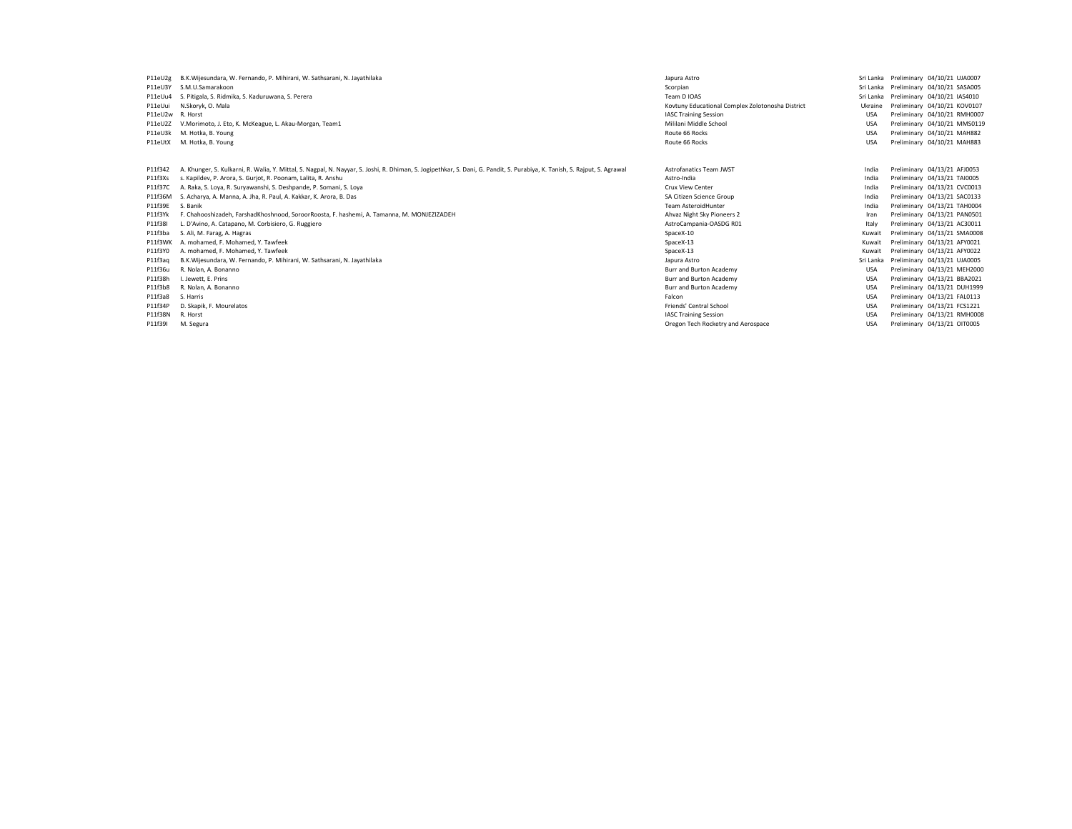| | | | | | | |
|---|---|---|---|---|---|---|
| P11eU2g | B.K.Wijesundara, W. Fernando, P. Mihirani, W. Sathsarani, N. Jayathilaka | Japura Astro | Sri Lanka | Preliminary | 04/10/21 | UJA0007 |
| P11eU3Y | S.M.U.Samarakoon | Scorpian | Sri Lanka | Preliminary | 04/10/21 | SASA005 |
| P11eUu4 | S. Pitigala, S. Ridmika, S. Kaduruwana, S. Perera | Team D IOAS | Sri Lanka | Preliminary | 04/10/21 | IAS4010 |
| P11eUui | N.Skoryk, O. Mala | Kovtuny Educational Complex Zolotonosha District | Ukraine | Preliminary | 04/10/21 | KOV0107 |
| P11eU2w | R. Horst | IASC Training Session | USA | Preliminary | 04/10/21 | RMH0007 |
| P11eU2Z | V.Morimoto, J. Eto, K. McKeague, L. Akau-Morgan, Team1 | Mililani Middle School | USA | Preliminary | 04/10/21 | MMS0119 |
| P11eU3k | M. Hotka, B. Young | Route 66 Rocks | USA | Preliminary | 04/10/21 | MAH882 |
| P11eUtX | M. Hotka, B. Young | Route 66 Rocks | USA | Preliminary | 04/10/21 | MAH883 |
| | | | | | | |
| P11f342 | A. Khunger, S. Kulkarni, R. Walia, Y. Mittal, S. Nagpal, N. Nayyar, S. Joshi, R. Dhiman, S. Jogipethkar, S. Dani, G. Pandit, S. Purabiya, K. Tanish, S. Rajput, S. Agrawal | Astrofanatics Team JWST | India | Preliminary | 04/13/21 | AFJ0053 |
| P11f3Xs | s. Kapildev, P. Arora, S. Gurjot, R. Poonam, Lalita, R. Anshu | Astro-India | India | Preliminary | 04/13/21 | TAI0005 |
| P11f37C | A. Raka, S. Loya, R. Suryawanshi, S. Deshpande, P. Somani, S. Loya | Crux View Center | India | Preliminary | 04/13/21 | CVC0013 |
| P11f36M | S. Acharya, A. Manna, A. Jha, R. Paul, A. Kakkar, K. Arora, B. Das | SA Citizen Science Group | India | Preliminary | 04/13/21 | SAC0133 |
| P11f39E | S. Banik | Team AsteroidHunter | India | Preliminary | 04/13/21 | TAH0004 |
| P11f3Yk | F. Chahooshizadeh, FarshadKhoshnood, SoroorRoosta, F. hashemi, A. Tamanna, M. MONJEZIZADEH | Ahvaz Night Sky Pioneers 2 | Iran | Preliminary | 04/13/21 | PAN0501 |
| P11f38I | L. D'Avino, A. Catapano, M. Corbisiero, G. Ruggiero | AstroCampania-OASDG R01 | Italy | Preliminary | 04/13/21 | AC30011 |
| P11f3ba | S. Ali, M. Farag, A. Hagras | SpaceX-10 | Kuwait | Preliminary | 04/13/21 | SMA0008 |
| P11f3WK | A. mohamed, F. Mohamed, Y. Tawfeek | SpaceX-13 | Kuwait | Preliminary | 04/13/21 | AFY0021 |
| P11f3Y0 | A. mohamed, F. Mohamed, Y. Tawfeek | SpaceX-13 | Kuwait | Preliminary | 04/13/21 | AFY0022 |
| P11f3aq | B.K.Wijesundara, W. Fernando, P. Mihirani, W. Sathsarani, N. Jayathilaka | Japura Astro | Sri Lanka | Preliminary | 04/13/21 | UJA0005 |
| P11f36u | R. Nolan, A. Bonanno | Burr and Burton Academy | USA | Preliminary | 04/13/21 | MEH2000 |
| P11f38h | I. Jewett, E. Prins | Burr and Burton Academy | USA | Preliminary | 04/13/21 | BBA2021 |
| P11f3b8 | R. Nolan, A. Bonanno | Burr and Burton Academy | USA | Preliminary | 04/13/21 | DUH1999 |
| P11f3a8 | S. Harris | Falcon | USA | Preliminary | 04/13/21 | FAL0113 |
| P11f34P | D. Skapik, F. Mourelatos | Friends' Central School | USA | Preliminary | 04/13/21 | FCS1221 |
| P11f38N | R. Horst | IASC Training Session | USA | Preliminary | 04/13/21 | RMH0008 |
| P11f39l | M. Segura | Oregon Tech Rocketry and Aerospace | USA | Preliminary | 04/13/21 | OIT0005 |